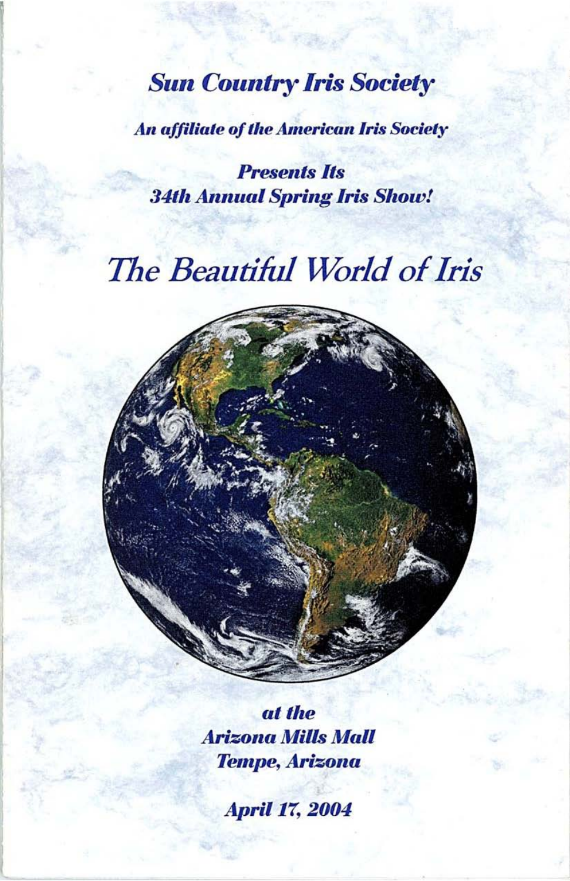# Sun Country Iris Society

***An affiliate of the American Iris Society***

***Presents Its***
***34th Annual Spring Iris Show!***

# *The Beautiful World of Iris*

***at the***
***Arizona Mills Mall***
***Tempe, Arizona***

***April 17, 2004***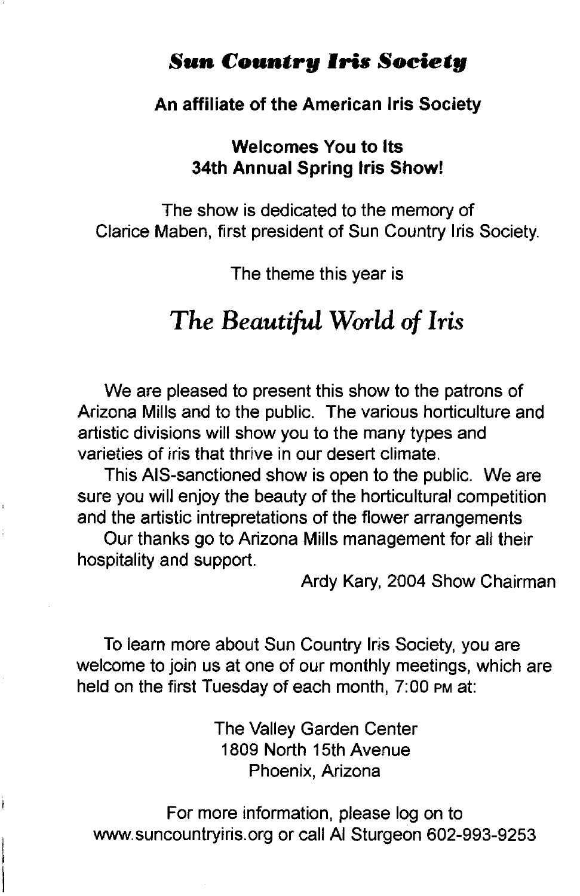# *Sun Country Iris Society*

**An affiliate of the American Iris Society**

**Welcomes You to Its**
**34th Annual Spring Iris Show!**

The show is dedicated to the memory of
Clarice Maben, first president of Sun Country Iris Society.

The theme this year is

## *The Beautiful World of Iris*

We are pleased to present this show to the patrons of Arizona Mills and to the public. The various horticulture and artistic divisions will show you to the many types and varieties of iris that thrive in our desert climate.

This AIS-sanctioned show is open to the public. We are sure you will enjoy the beauty of the horticultural competition and the artistic intrepretations of the flower arrangements

Our thanks go to Arizona Mills management for all their hospitality and support.

Ardy Kary, 2004 Show Chairman

To learn more about Sun Country Iris Society, you are welcome to join us at one of our monthly meetings, which are held on the first Tuesday of each month, 7:00 PM at:

The Valley Garden Center
1809 North 15th Avenue
Phoenix, Arizona

For more information, please log on to
www.suncountryiris.org or call Al Sturgeon 602-993-9253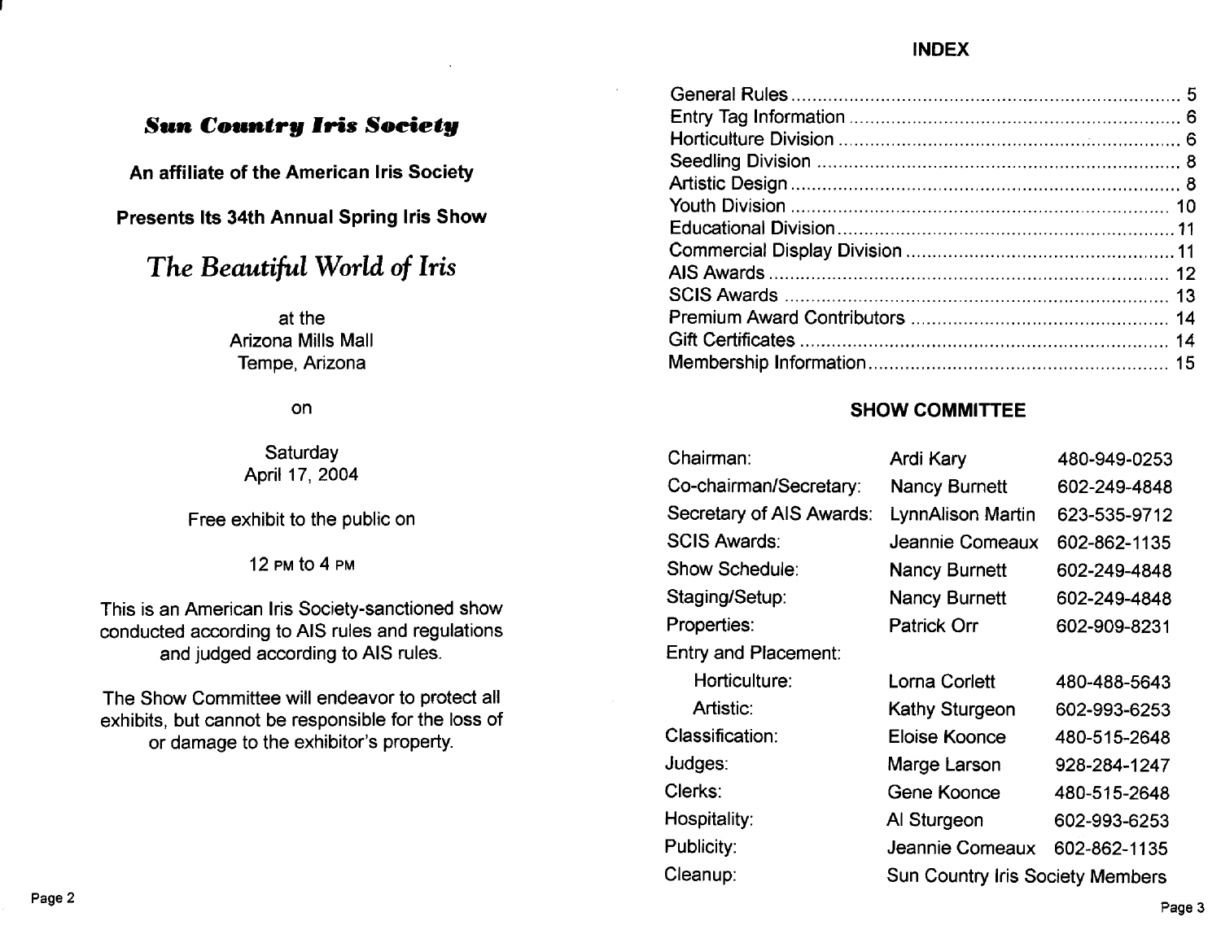## *Sun Country Iris Society*

**An affiliate of the American Iris Society**

**Presents Its 34th Annual Spring Iris Show**

# *The Beautiful World of Iris*

at the
Arizona Mills Mall
Tempe, Arizona

on

Saturday
April 17, 2004

Free exhibit to the public on

12 PM to 4 PM

This is an American Iris Society-sanctioned show conducted according to AIS rules and regulations and judged according to AIS rules.

The Show Committee will endeavor to protect all exhibits, but cannot be responsible for the loss of or damage to the exhibitor's property.

## INDEX

| | |
|---|---|
| General Rules | 5 |
| Entry Tag Information | 6 |
| Horticulture Division | 6 |
| Seedling Division | 8 |
| Artistic Design | 8 |
| Youth Division | 10 |
| Educational Division | 11 |
| Commercial Display Division | 11 |
| AIS Awards | 12 |
| SCIS Awards | 13 |
| Premium Award Contributors | 14 |
| Gift Certificates | 14 |
| Membership Information | 15 |

## SHOW COMMITTEE

| | | |
|---|---|---|
| Chairman: | Ardi Kary | 480-949-0253 |
| Co-chairman/Secretary: | Nancy Burnett | 602-249-4848 |
| Secretary of AIS Awards: | LynnAlison Martin | 623-535-9712 |
| SCIS Awards: | Jeannie Comeaux | 602-862-1135 |
| Show Schedule: | Nancy Burnett | 602-249-4848 |
| Staging/Setup: | Nancy Burnett | 602-249-4848 |
| Properties: | Patrick Orr | 602-909-8231 |
| Entry and Placement: | | |
| Horticulture: | Lorna Corlett | 480-488-5643 |
| Artistic: | Kathy Sturgeon | 602-993-6253 |
| Classification: | Eloise Koonce | 480-515-2648 |
| Judges: | Marge Larson | 928-284-1247 |
| Clerks: | Gene Koonce | 480-515-2648 |
| Hospitality: | Al Sturgeon | 602-993-6253 |
| Publicity: | Jeannie Comeaux | 602-862-1135 |
| Cleanup: | Sun Country Iris Society Members | |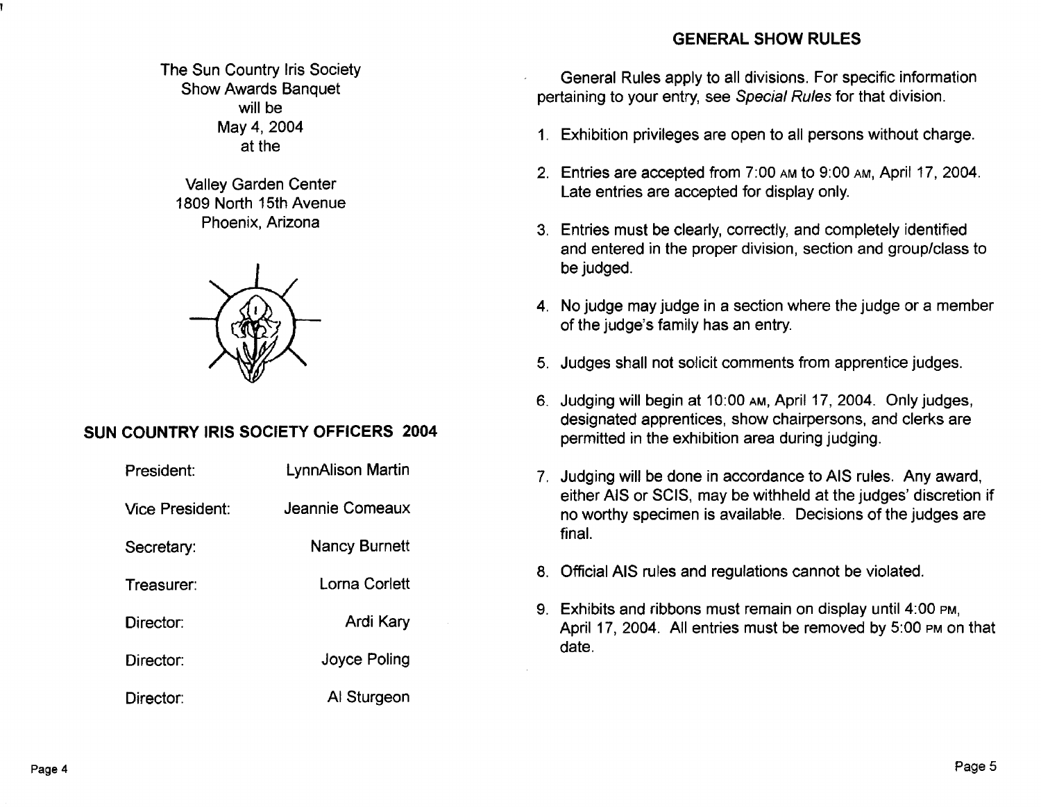The Sun Country Iris Society
Show Awards Banquet
will be
May 4, 2004
at the

Valley Garden Center
1809 North 15th Avenue
Phoenix, Arizona

## SUN COUNTRY IRIS SOCIETY OFFICERS 2004

| | |
|---|---|
| President: | LynnAlison Martin |
| Vice President: | Jeannie Comeaux |
| Secretary: | Nancy Burnett |
| Treasurer: | Lorna Corlett |
| Director: | Ardi Kary |
| Director: | Joyce Poling |
| Director: | Al Sturgeon |

## GENERAL SHOW RULES

General Rules apply to all divisions. For specific information pertaining to your entry, see *Special Rules* for that division.

1. Exhibition privileges are open to all persons without charge.
2. Entries are accepted from 7:00 AM to 9:00 AM, April 17, 2004. Late entries are accepted for display only.
3. Entries must be clearly, correctly, and completely identified and entered in the proper division, section and group/class to be judged.
4. No judge may judge in a section where the judge or a member of the judge's family has an entry.
5. Judges shall not solicit comments from apprentice judges.
6. Judging will begin at 10:00 AM, April 17, 2004. Only judges, designated apprentices, show chairpersons, and clerks are permitted in the exhibition area during judging.
7. Judging will be done in accordance to AIS rules. Any award, either AIS or SCIS, may be withheld at the judges' discretion if no worthy specimen is available. Decisions of the judges are final.
8. Official AIS rules and regulations cannot be violated.
9. Exhibits and ribbons must remain on display until 4:00 PM, April 17, 2004. All entries must be removed by 5:00 PM on that date.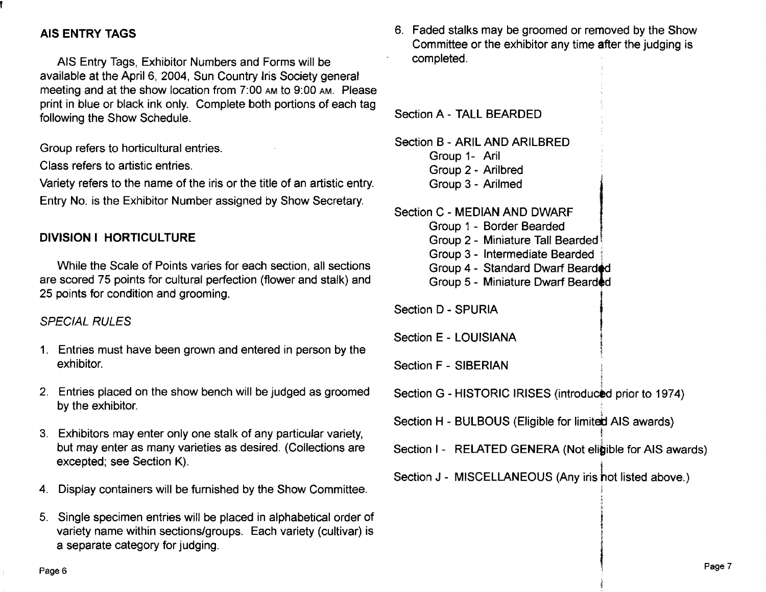## AIS ENTRY TAGS

AIS Entry Tags, Exhibitor Numbers and Forms will be available at the April 6, 2004, Sun Country Iris Society general meeting and at the show location from 7:00 AM to 9:00 AM. Please print in blue or black ink only. Complete both portions of each tag following the Show Schedule.

Group refers to horticultural entries.

Class refers to artistic entries.

Variety refers to the name of the iris or the title of an artistic entry.

Entry No. is the Exhibitor Number assigned by Show Secretary.

## DIVISION I HORTICULTURE

While the Scale of Points varies for each section, all sections are scored 75 points for cultural perfection (flower and stalk) and 25 points for condition and grooming.

*SPECIAL RULES*

1. Entries must have been grown and entered in person by the exhibitor.
2. Entries placed on the show bench will be judged as groomed by the exhibitor.
3. Exhibitors may enter only one stalk of any particular variety, but may enter as many varieties as desired. (Collections are excepted; see Section K).
4. Display containers will be furnished by the Show Committee.
5. Single specimen entries will be placed in alphabetical order of variety name within sections/groups. Each variety (cultivar) is a separate category for judging.
6. Faded stalks may be groomed or removed by the Show Committee or the exhibitor any time after the judging is completed.

Section A - TALL BEARDED

Section B - ARIL AND ARILBRED
- Group 1 - Aril
- Group 2 - Arilbred
- Group 3 - Arilmed

Section C - MEDIAN AND DWARF
- Group 1 - Border Bearded
- Group 2 - Miniature Tall Bearded
- Group 3 - Intermediate Bearded
- Group 4 - Standard Dwarf Bearded
- Group 5 - Miniature Dwarf Bearded

Section D - SPURIA

Section E - LOUISIANA

Section F - SIBERIAN

Section G - HISTORIC IRISES (introduced prior to 1974)

Section H - BULBOUS (Eligible for limited AIS awards)

Section I - RELATED GENERA (Not eligible for AIS awards)

Section J - MISCELLANEOUS (Any iris not listed above.)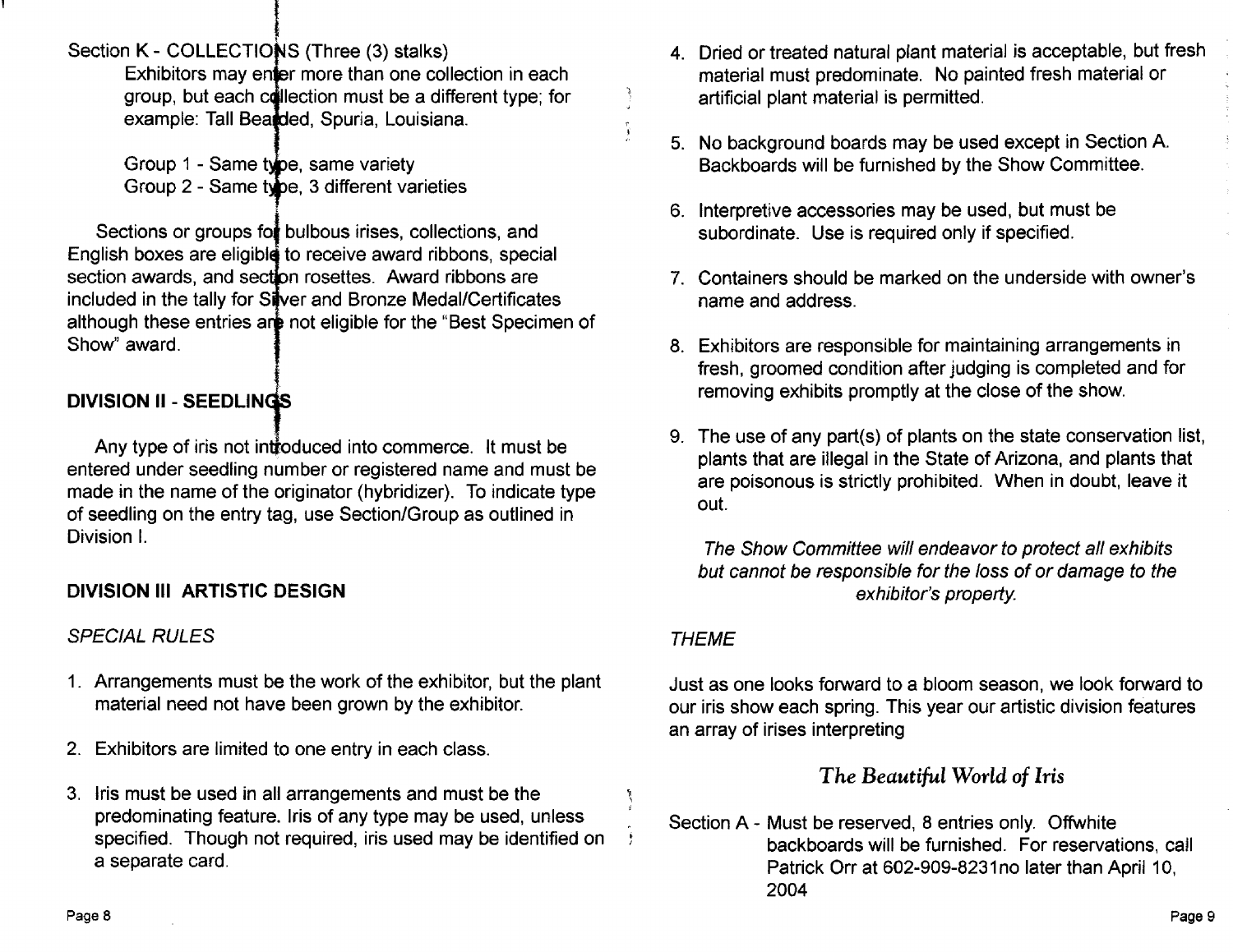Section K - COLLECTIONS (Three (3) stalks)

Exhibitors may enter more than one collection in each group, but each collection must be a different type; for example: Tall Bearded, Spuria, Louisiana.

Group 1 - Same type, same variety
Group 2 - Same type, 3 different varieties

Sections or groups for bulbous irises, collections, and English boxes are eligible to receive award ribbons, special section awards, and section rosettes. Award ribbons are included in the tally for Silver and Bronze Medal/Certificates although these entries are not eligible for the "Best Specimen of Show" award.

## DIVISION II - SEEDLINGS

Any type of iris not introduced into commerce. It must be entered under seedling number or registered name and must be made in the name of the originator (hybridizer). To indicate type of seedling on the entry tag, use Section/Group as outlined in Division I.

## DIVISION III ARTISTIC DESIGN

*SPECIAL RULES*

1. Arrangements must be the work of the exhibitor, but the plant material need not have been grown by the exhibitor.
2. Exhibitors are limited to one entry in each class.
3. Iris must be used in all arrangements and must be the predominating feature. Iris of any type may be used, unless specified. Though not required, iris used may be identified on a separate card.
4. Dried or treated natural plant material is acceptable, but fresh material must predominate. No painted fresh material or artificial plant material is permitted.
5. No background boards may be used except in Section A. Backboards will be furnished by the Show Committee.
6. Interpretive accessories may be used, but must be subordinate. Use is required only if specified.
7. Containers should be marked on the underside with owner's name and address.
8. Exhibitors are responsible for maintaining arrangements in fresh, groomed condition after judging is completed and for removing exhibits promptly at the close of the show.
9. The use of any part(s) of plants on the state conservation list, plants that are illegal in the State of Arizona, and plants that are poisonous is strictly prohibited. When in doubt, leave it out.

*The Show Committee will endeavor to protect all exhibits but cannot be responsible for the loss of or damage to the exhibitor's property.*

*THEME*

Just as one looks forward to a bloom season, we look forward to our iris show each spring. This year our artistic division features an array of irises interpreting

*The Beautiful World of Iris*

Section A - Must be reserved, 8 entries only. Offwhite backboards will be furnished. For reservations, call Patrick Orr at 602-909-8231no later than April 10, 2004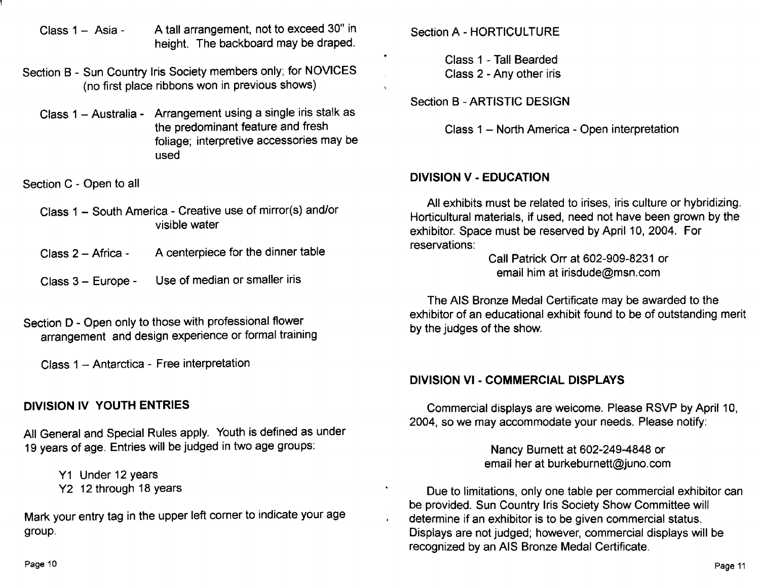Class 1 – Asia - A tall arrangement, not to exceed 30" in height. The backboard may be draped.

Section B - Sun Country Iris Society members only; for NOVICES (no first place ribbons won in previous shows)

Class 1 – Australia - Arrangement using a single iris stalk as the predominant feature and fresh foliage; interpretive accessories may be used

Section C - Open to all

Class 1 – South America - Creative use of mirror(s) and/or visible water

Class 2 – Africa - A centerpiece for the dinner table

Class 3 – Europe - Use of median or smaller iris

Section D - Open only to those with professional flower arrangement and design experience or formal training

Class 1 – Antarctica - Free interpretation

## DIVISION IV YOUTH ENTRIES

All General and Special Rules apply. Youth is defined as under 19 years of age. Entries will be judged in two age groups:

Y1 Under 12 years
Y2 12 through 18 years

Mark your entry tag in the upper left corner to indicate your age group.

Section A - HORTICULTURE

Class 1 - Tall Bearded
Class 2 - Any other iris

Section B - ARTISTIC DESIGN

Class 1 – North America - Open interpretation

## DIVISION V - EDUCATION

All exhibits must be related to irises, iris culture or hybridizing. Horticultural materials, if used, need not have been grown by the exhibitor. Space must be reserved by April 10, 2004. For reservations:

Call Patrick Orr at 602-909-8231 or
email him at irisdude@msn.com

The AIS Bronze Medal Certificate may be awarded to the exhibitor of an educational exhibit found to be of outstanding merit by the judges of the show.

## DIVISION VI - COMMERCIAL DISPLAYS

Commercial displays are welcome. Please RSVP by April 10, 2004, so we may accommodate your needs. Please notify:

Nancy Burnett at 602-249-4848 or
email her at burkeburnett@juno.com

Due to limitations, only one table per commercial exhibitor can be provided. Sun Country Iris Society Show Committee will determine if an exhibitor is to be given commercial status. Displays are not judged; however, commercial displays will be recognized by an AIS Bronze Medal Certificate.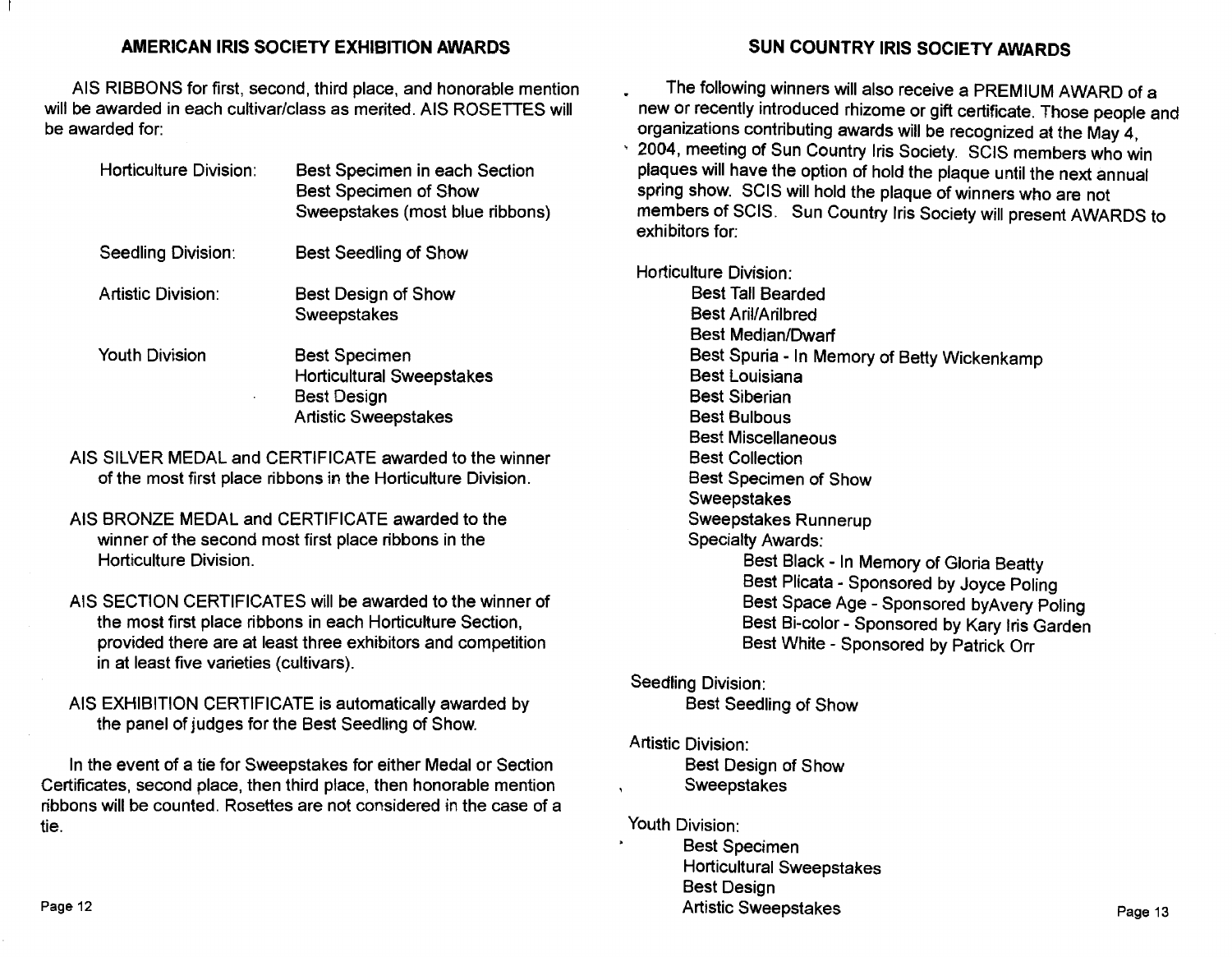## AMERICAN IRIS SOCIETY EXHIBITION AWARDS

AIS RIBBONS for first, second, third place, and honorable mention will be awarded in each cultivar/class as merited. AIS ROSETTES will be awarded for:

| | |
|---|---|
| Horticulture Division: | Best Specimen in each Section<br>Best Specimen of Show<br>Sweepstakes (most blue ribbons) |
| Seedling Division: | Best Seedling of Show |
| Artistic Division: | Best Design of Show<br>Sweepstakes |
| Youth Division | Best Specimen<br>Horticultural Sweepstakes<br>Best Design<br>Artistic Sweepstakes |

AIS SILVER MEDAL and CERTIFICATE awarded to the winner of the most first place ribbons in the Horticulture Division.

AIS BRONZE MEDAL and CERTIFICATE awarded to the winner of the second most first place ribbons in the Horticulture Division.

AIS SECTION CERTIFICATES will be awarded to the winner of the most first place ribbons in each Horticulture Section, provided there are at least three exhibitors and competition in at least five varieties (cultivars).

AIS EXHIBITION CERTIFICATE is automatically awarded by the panel of judges for the Best Seedling of Show.

In the event of a tie for Sweepstakes for either Medal or Section Certificates, second place, then third place, then honorable mention ribbons will be counted. Rosettes are not considered in the case of a tie.

## SUN COUNTRY IRIS SOCIETY AWARDS

The following winners will also receive a PREMIUM AWARD of a new or recently introduced rhizome or gift certificate. Those people and organizations contributing awards will be recognized at the May 4, 2004, meeting of Sun Country Iris Society. SCIS members who win plaques will have the option of hold the plaque until the next annual spring show. SCIS will hold the plaque of winners who are not members of SCIS. Sun Country Iris Society will present AWARDS to exhibitors for:

Horticulture Division:

- Best Tall Bearded
- Best Aril/Arilbred
- Best Median/Dwarf
- Best Spuria - In Memory of Betty Wickenkamp
- Best Louisiana
- Best Siberian
- Best Bulbous
- Best Miscellaneous
- Best Collection
- Best Specimen of Show
- Sweepstakes
- Sweepstakes Runnerup
- Specialty Awards:
  - Best Black - In Memory of Gloria Beatty
  - Best Plicata - Sponsored by Joyce Poling
  - Best Space Age - Sponsored byAvery Poling
  - Best Bi-color - Sponsored by Kary Iris Garden
  - Best White - Sponsored by Patrick Orr

Seedling Division:

- Best Seedling of Show

Artistic Division:

- Best Design of Show
- Sweepstakes

Youth Division:

- Best Specimen
- Horticultural Sweepstakes
- Best Design
- Artistic Sweepstakes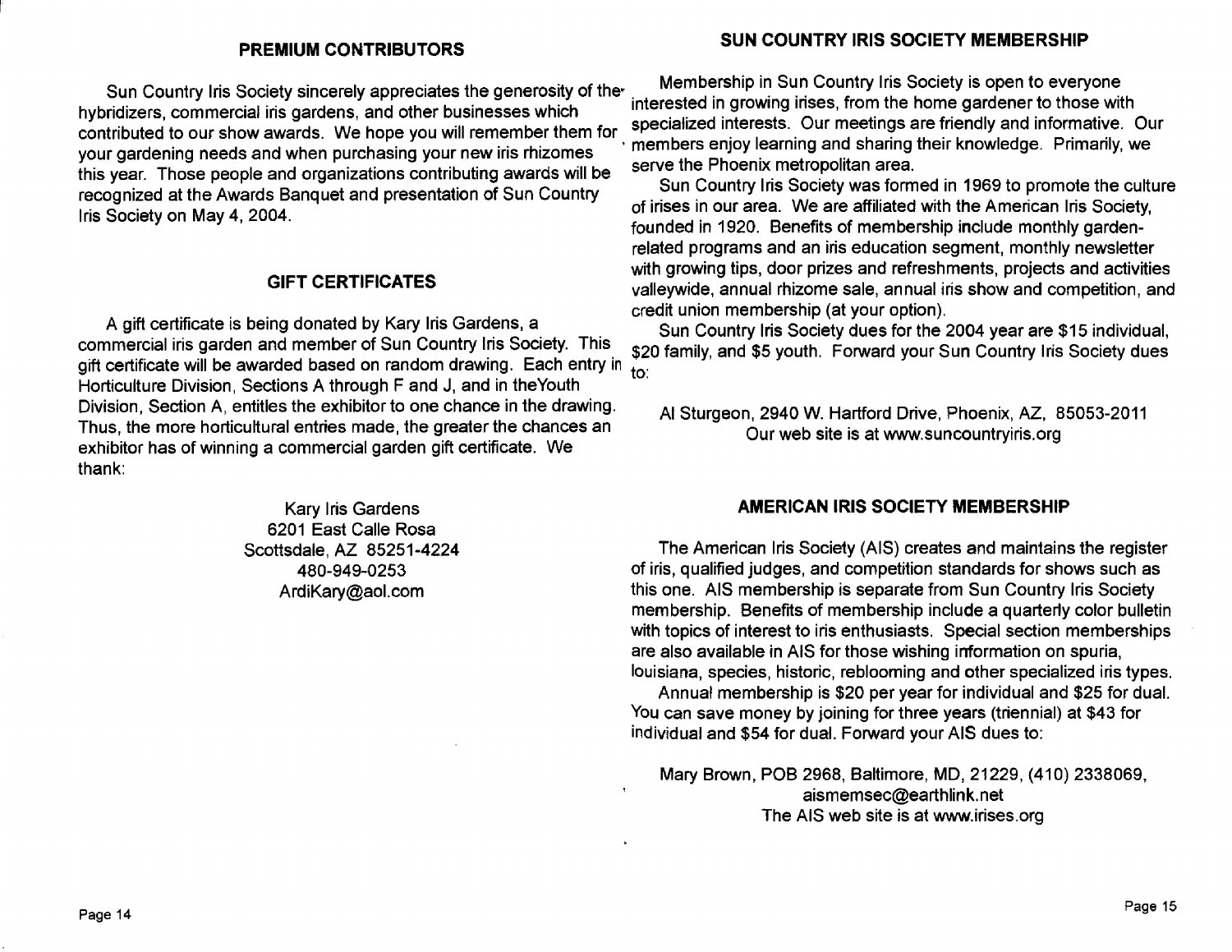## PREMIUM CONTRIBUTORS

Sun Country Iris Society sincerely appreciates the generosity of the hybridizers, commercial iris gardens, and other businesses which contributed to our show awards. We hope you will remember them for your gardening needs and when purchasing your new iris rhizomes this year. Those people and organizations contributing awards will be recognized at the Awards Banquet and presentation of Sun Country Iris Society on May 4, 2004.

## GIFT CERTIFICATES

A gift certificate is being donated by Kary Iris Gardens, a commercial iris garden and member of Sun Country Iris Society. This gift certificate will be awarded based on random drawing. Each entry in Horticulture Division, Sections A through F and J, and in theYouth Division, Section A, entitles the exhibitor to one chance in the drawing. Thus, the more horticultural entries made, the greater the chances an exhibitor has of winning a commercial garden gift certificate. We thank:

Kary Iris Gardens
6201 East Calle Rosa
Scottsdale, AZ 85251-4224
480-949-0253
ArdiKary@aol.com

## SUN COUNTRY IRIS SOCIETY MEMBERSHIP

Membership in Sun Country Iris Society is open to everyone interested in growing irises, from the home gardener to those with specialized interests. Our meetings are friendly and informative. Our members enjoy learning and sharing their knowledge. Primarily, we serve the Phoenix metropolitan area.

Sun Country Iris Society was formed in 1969 to promote the culture of irises in our area. We are affiliated with the American Iris Society, founded in 1920. Benefits of membership include monthly garden-related programs and an iris education segment, monthly newsletter with growing tips, door prizes and refreshments, projects and activities valleywide, annual rhizome sale, annual iris show and competition, and credit union membership (at your option).

Sun Country Iris Society dues for the 2004 year are $15 individual, $20 family, and $5 youth. Forward your Sun Country Iris Society dues to:

Al Sturgeon, 2940 W. Hartford Drive, Phoenix, AZ, 85053-2011
Our web site is at www.suncountryiris.org

## AMERICAN IRIS SOCIETY MEMBERSHIP

The American Iris Society (AIS) creates and maintains the register of iris, qualified judges, and competition standards for shows such as this one. AIS membership is separate from Sun Country Iris Society membership. Benefits of membership include a quarterly color bulletin with topics of interest to iris enthusiasts. Special section memberships are also available in AIS for those wishing information on spuria, louisiana, species, historic, reblooming and other specialized iris types.

Annual membership is $20 per year for individual and $25 for dual. You can save money by joining for three years (triennial) at $43 for individual and $54 for dual. Forward your AIS dues to:

Mary Brown, POB 2968, Baltimore, MD, 21229, (410) 2338069,
aismemsec@earthlink.net
The AIS web site is at www.irises.org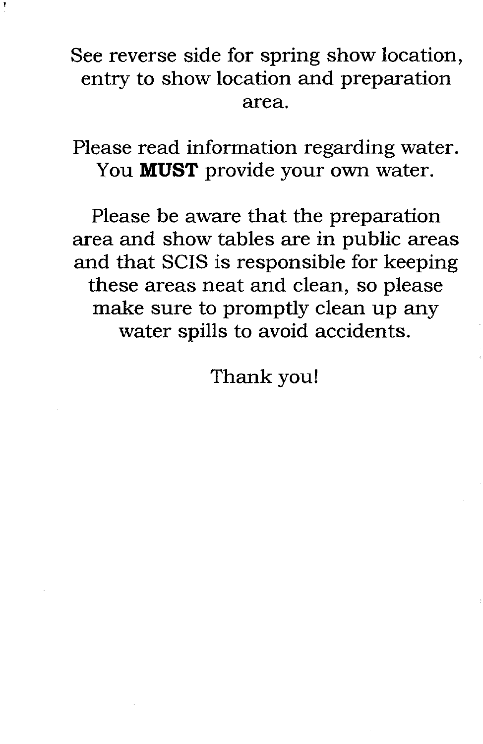See reverse side for spring show location, entry to show location and preparation area.

Please read information regarding water. You **MUST** provide your own water.

Please be aware that the preparation area and show tables are in public areas and that SCIS is responsible for keeping these areas neat and clean, so please make sure to promptly clean up any water spills to avoid accidents.

Thank you!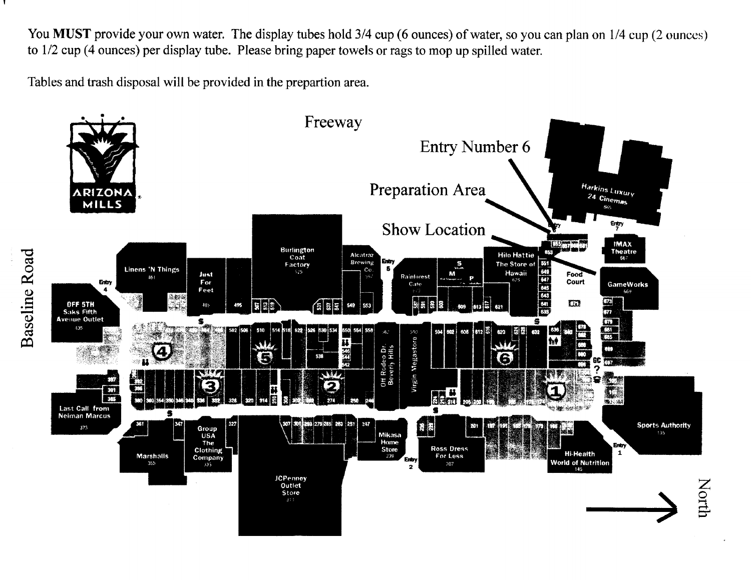You **MUST** provide your own water. The display tubes hold 3/4 cup (6 ounces) of water, so you can plan on 1/4 cup (2 ounces) to 1/2 cup (4 ounces) per display tube. Please bring paper towels or rags to mop up spilled water.

Tables and trash disposal will be provided in the prepartion area.

ARIZONA MILLS

Freeway

Entry Number 6

Preparation Area

Show Location

Baseline Road

North